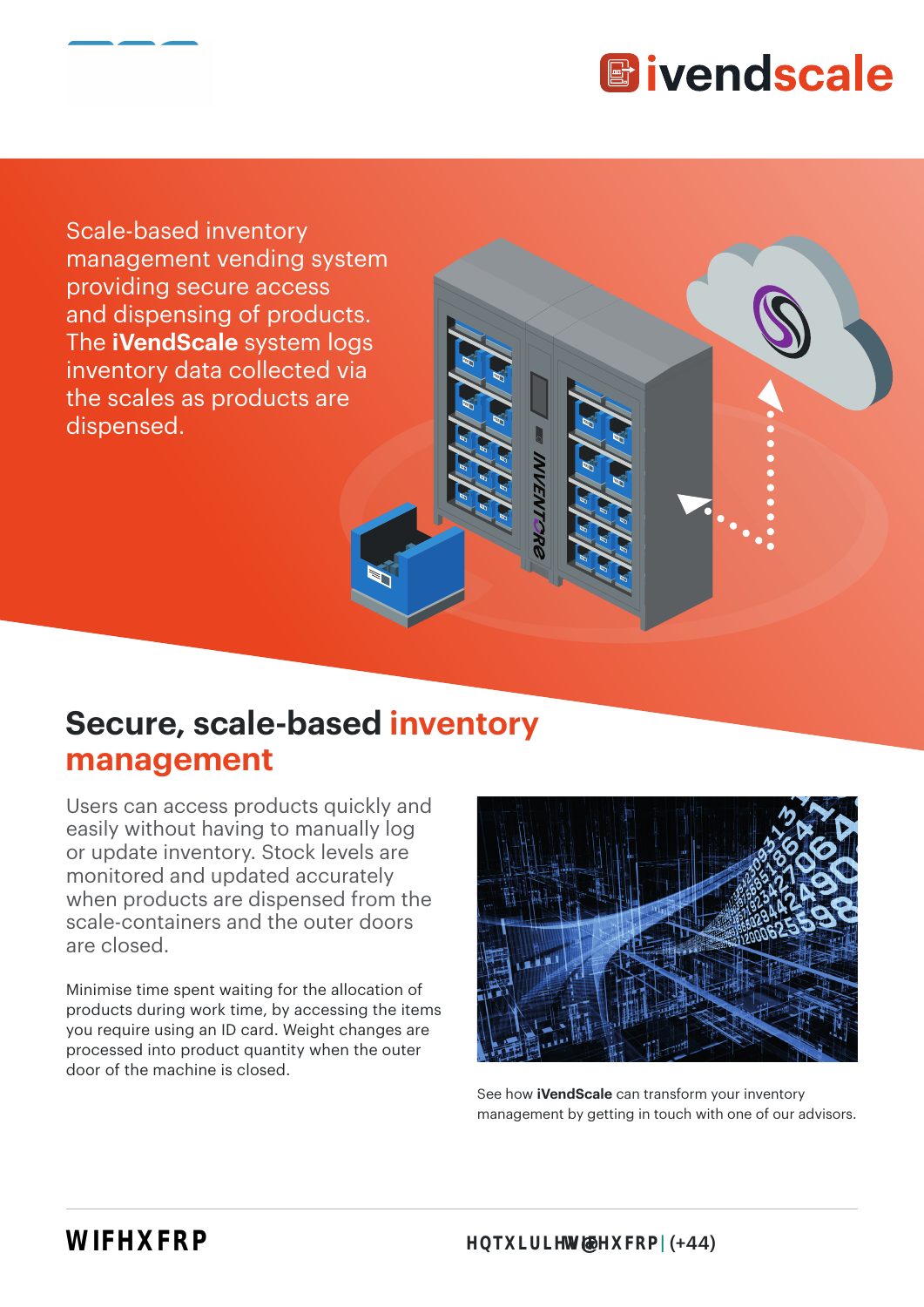# ivendscale

Scale-based inventory management vending system providing secure access and dispensing of products. The **iVendScale** system logs inventory data collected via the scales as products are dispensed.

## Secure, scale-based inventory management

Users can access products quickly and easily without having to manually log or update inventory. Stock levels are monitored and updated accurately when products are dispensed from the scale-containers and the outer doors are closed.

Minimise time spent waiting for the allocation of products during work time, by accessing the items you require using an ID card. Weight changes are processed into product quantity when the outer door of the machine is closed.

See how **iVendScale** can transform your inventory management by getting in touch with one of our advisors.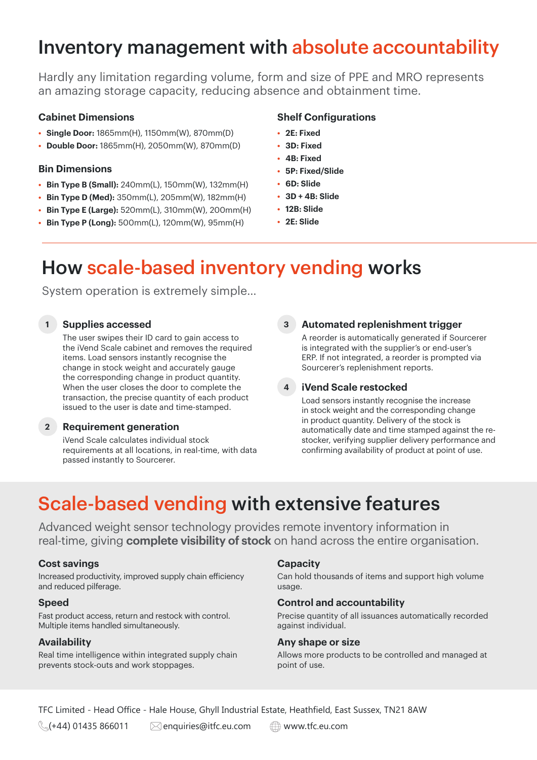# Inventory management with absolute accountability

Hardly any limitation regarding volume, form and size of PPE and MRO represents an amazing storage capacity, reducing absence and obtainment time.

### Cabinet Dimensions

- **Single Door:** 1865mm(H), 1150mm(W), 870mm(D)
- **Double Door:** 1865mm(H), 2050mm(W), 870mm(D)

### Bin Dimensions

- **Bin Type B (Small):** 240mm(L), 150mm(W), 132mm(H)
- **Bin Type D (Med):** 350mm(L), 205mm(W), 182mm(H)
- **Bin Type E (Large):** 520mm(L), 310mm(W), 200mm(H)
- **Bin Type P (Long):** 500mm(L), 120mm(W), 95mm(H)

### Shelf Configurations

- **2E: Fixed**
- **3D: Fixed**
- **4B: Fixed**
- **5P: Fixed/Slide**
- **6D: Slide**
- **3D + 4B: Slide**
- **12B: Slide**
- **2E: Slide**

---

# How scale-based inventory vending works

System operation is extremely simple...

### 1 Supplies accessed

The user swipes their ID card to gain access to the iVend Scale cabinet and removes the required items. Load sensors instantly recognise the change in stock weight and accurately gauge the corresponding change in product quantity. When the user closes the door to complete the transaction, the precise quantity of each product issued to the user is date and time-stamped.

### 2 Requirement generation

iVend Scale calculates individual stock requirements at all locations, in real-time, with data passed instantly to Sourcerer.

### 3 Automated replenishment trigger

A reorder is automatically generated if Sourcerer is integrated with the supplier's or end-user's ERP. If not integrated, a reorder is prompted via Sourcerer's replenishment reports.

### 4 iVend Scale restocked

Load sensors instantly recognise the increase in stock weight and the corresponding change in product quantity. Delivery of the stock is automatically date and time stamped against the re-stocker, verifying supplier delivery performance and confirming availability of product at point of use.

# Scale-based vending with extensive features

Advanced weight sensor technology provides remote inventory information in real-time, giving **complete visibility of stock** on hand across the entire organisation.

### Cost savings

Increased productivity, improved supply chain efficiency and reduced pilferage.

### Speed

Fast product access, return and restock with control. Multiple items handled simultaneously.

### Availability

Real time intelligence within integrated supply chain prevents stock-outs and work stoppages.

### Capacity

Can hold thousands of items and support high volume usage.

### Control and accountability

Precise quantity of all issuances automatically recorded against individual.

### Any shape or size

Allows more products to be controlled and managed at point of use.

TFC Limited - Head Office - Hale House, Ghyll Industrial Estate, Heathfield, East Sussex, TN21 8AW

(+44) 01435 866011 enquiries@itfc.eu.com www.tfc.eu.com